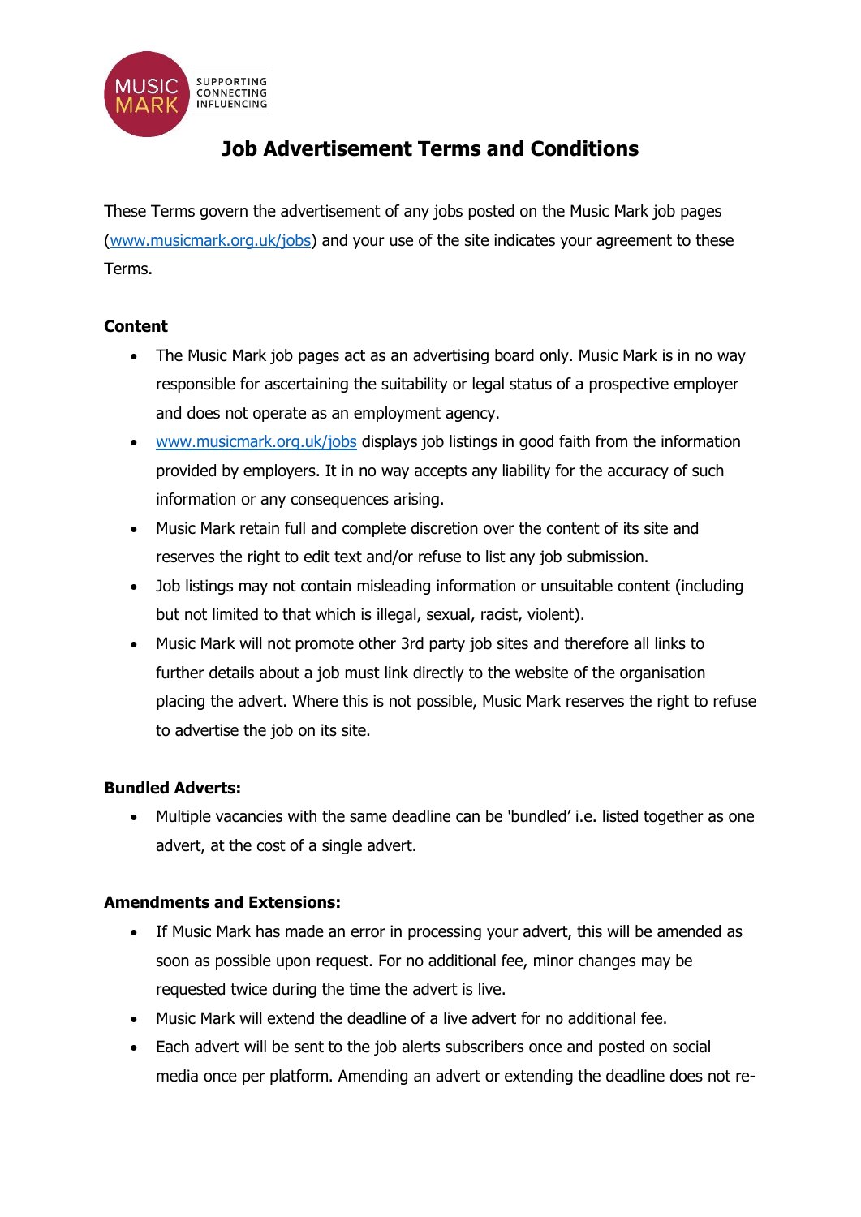# Job Advertisement Terms and Conditions

These Terms govern the advertisement of any jobs posted on the Music Mark job pages (www.musicmark.org.uk/jobs) and your use of the site indicates your agreement to these Terms.

**Content**

- The Music Mark job pages act as an advertising board only. Music Mark is in no way responsible for ascertaining the suitability or legal status of a prospective employer and does not operate as an employment agency.
- www.musicmark.org.uk/jobs displays job listings in good faith from the information provided by employers. It in no way accepts any liability for the accuracy of such information or any consequences arising.
- Music Mark retain full and complete discretion over the content of its site and reserves the right to edit text and/or refuse to list any job submission.
- Job listings may not contain misleading information or unsuitable content (including but not limited to that which is illegal, sexual, racist, violent).
- Music Mark will not promote other 3rd party job sites and therefore all links to further details about a job must link directly to the website of the organisation placing the advert. Where this is not possible, Music Mark reserves the right to refuse to advertise the job on its site.

**Bundled Adverts:**

- Multiple vacancies with the same deadline can be 'bundled' i.e. listed together as one advert, at the cost of a single advert.

**Amendments and Extensions:**

- If Music Mark has made an error in processing your advert, this will be amended as soon as possible upon request. For no additional fee, minor changes may be requested twice during the time the advert is live.
- Music Mark will extend the deadline of a live advert for no additional fee.
- Each advert will be sent to the job alerts subscribers once and posted on social media once per platform. Amending an advert or extending the deadline does not re-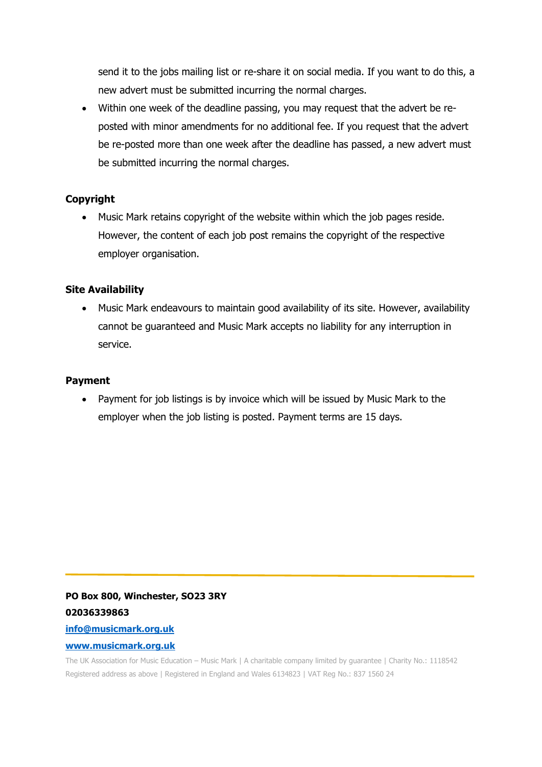send it to the jobs mailing list or re-share it on social media. If you want to do this, a new advert must be submitted incurring the normal charges.

- Within one week of the deadline passing, you may request that the advert be re-posted with minor amendments for no additional fee. If you request that the advert be re-posted more than one week after the deadline has passed, a new advert must be submitted incurring the normal charges.

**Copyright**

- Music Mark retains copyright of the website within which the job pages reside. However, the content of each job post remains the copyright of the respective employer organisation.

**Site Availability**

- Music Mark endeavours to maintain good availability of its site. However, availability cannot be guaranteed and Music Mark accepts no liability for any interruption in service.

**Payment**

- Payment for job listings is by invoice which will be issued by Music Mark to the employer when the job listing is posted. Payment terms are 15 days.

---

**PO Box 800, Winchester, SO23 3RY**
**02036339863**
**info@musicmark.org.uk**
**www.musicmark.org.uk**

The UK Association for Music Education – Music Mark | A charitable company limited by guarantee | Charity No.: 1118542
Registered address as above | Registered in England and Wales 6134823 | VAT Reg No.: 837 1560 24